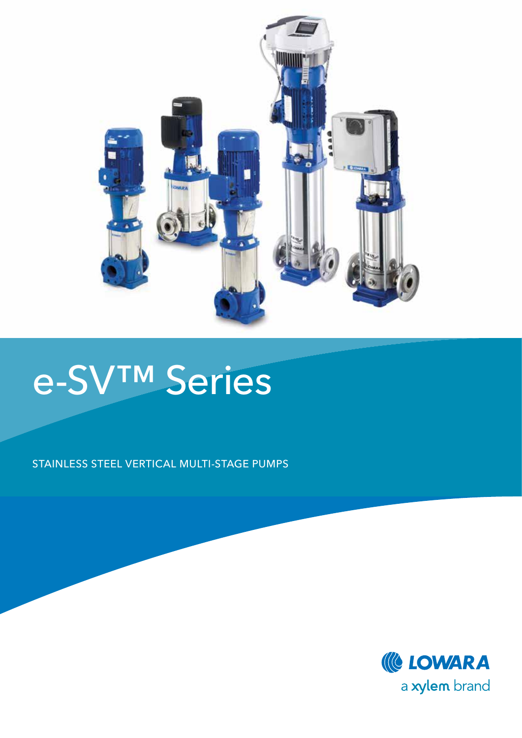# e-SV™ Series

STAINLESS STEEL VERTICAL MULTI-STAGE PUMPS

LOWARA

a xylem brand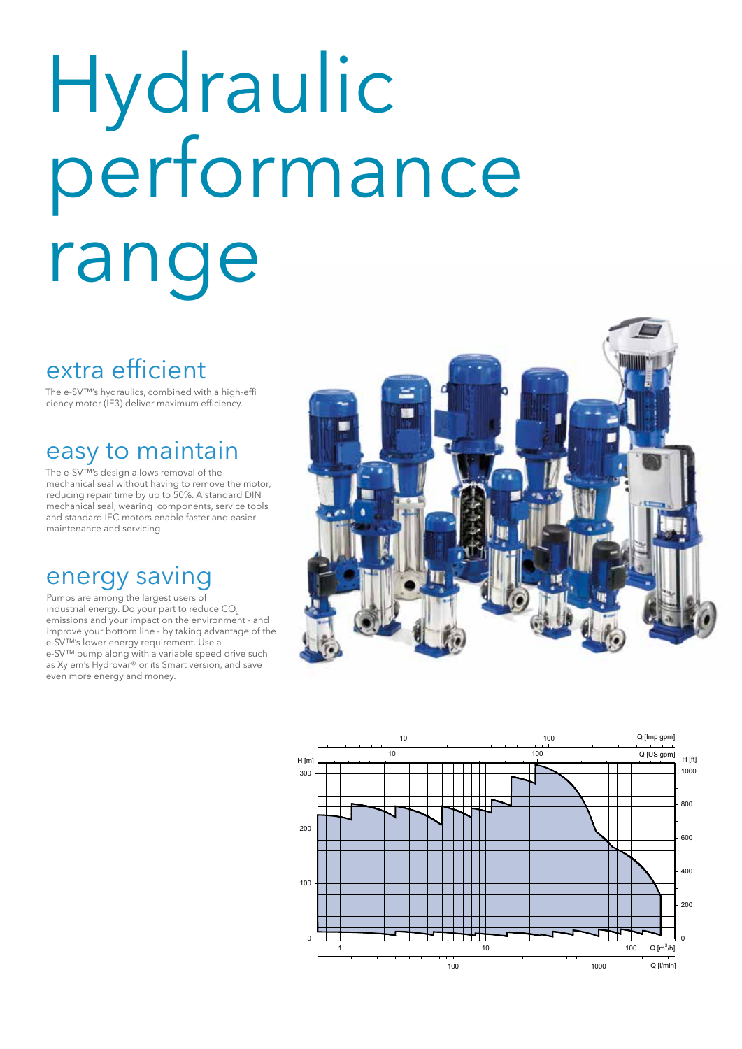# Hydraulic performance range

## extra efficient

The e-SV™'s hydraulics, combined with a high-efficiency motor (IE3) deliver maximum efficiency.

## easy to maintain

The e-SV™'s design allows removal of the mechanical seal without having to remove the motor, reducing repair time by up to 50%. A standard DIN mechanical seal, wearing components, service tools and standard IEC motors enable faster and easier maintenance and servicing.

## energy saving

Pumps are among the largest users of industrial energy. Do your part to reduce $CO_2$ emissions and your impact on the environment - and improve your bottom line - by taking advantage of the e-SV™'s lower energy requirement. Use a e-SV™ pump along with a variable speed drive such as Xylem's Hydrovar® or its Smart version, and save even more energy and money.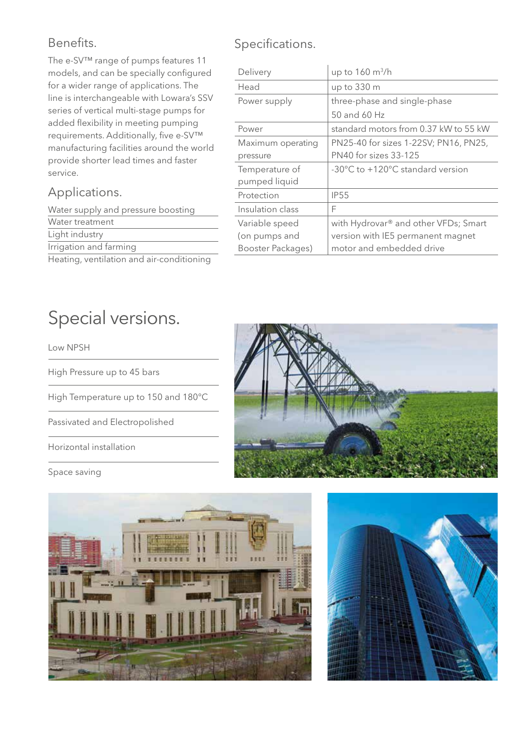## Benefits.

The e-SV™ range of pumps features 11 models, and can be specially configured for a wider range of applications. The line is interchangeable with Lowara's SSV series of vertical multi-stage pumps for added flexibility in meeting pumping requirements. Additionally, five e-SV™ manufacturing facilities around the world provide shorter lead times and faster service.

## Applications.

- Water supply and pressure boosting
- Water treatment
- Light industry
- Irrigation and farming
- Heating, ventilation and air-conditioning

## Specifications.

| | |
|---|---|
| Delivery | up to 160 $m^3$/h |
| Head | up to 330 m |
| Power supply | three-phase and single-phase 50 and 60 Hz |
| Power | standard motors from 0.37 kW to 55 kW |
| Maximum operating pressure | PN25-40 for sizes 1-22SV; PN16, PN25, PN40 for sizes 33-125 |
| Temperature of pumped liquid | -30°C to +120°C standard version |
| Protection | IP55 |
| Insulation class | F |
| Variable speed (on pumps and Booster Packages) | with Hydrovar® and other VFDs; Smart version with IE5 permanent magnet motor and embedded drive |

# Special versions.

- Low NPSH
- High Pressure up to 45 bars
- High Temperature up to 150 and 180°C
- Passivated and Electropolished
- Horizontal installation
- Space saving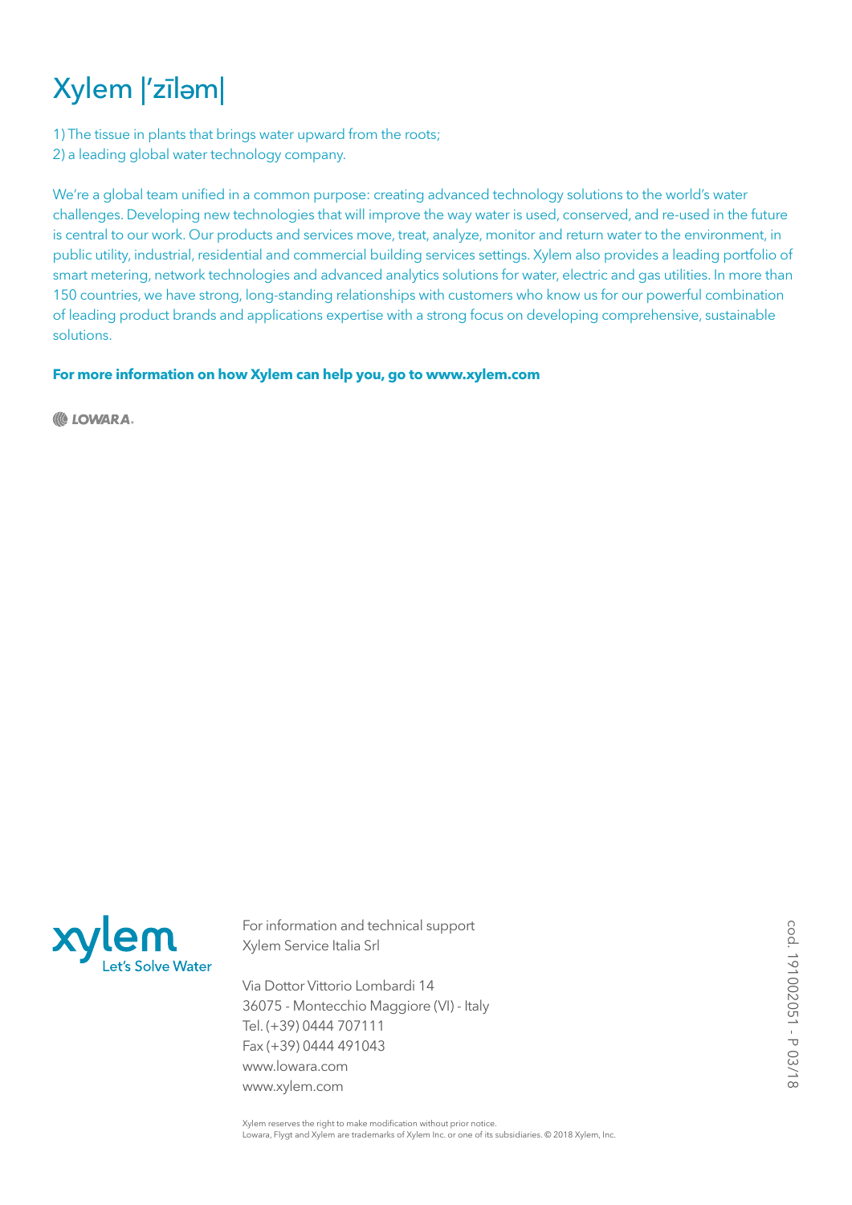# Xylem |'zīləm|

1) The tissue in plants that brings water upward from the roots;
2) a leading global water technology company.

We're a global team unified in a common purpose: creating advanced technology solutions to the world's water challenges. Developing new technologies that will improve the way water is used, conserved, and re-used in the future is central to our work. Our products and services move, treat, analyze, monitor and return water to the environment, in public utility, industrial, residential and commercial building services settings. Xylem also provides a leading portfolio of smart metering, network technologies and advanced analytics solutions for water, electric and gas utilities. In more than 150 countries, we have strong, long-standing relationships with customers who know us for our powerful combination of leading product brands and applications expertise with a strong focus on developing comprehensive, sustainable solutions.

**For more information on how Xylem can help you, go to www.xylem.com**

LOWARA.

xylem
Let's Solve Water

For information and technical support
Xylem Service Italia Srl

Via Dottor Vittorio Lombardi 14
36075 - Montecchio Maggiore (VI) - Italy
Tel. (+39) 0444 707111
Fax (+39) 0444 491043
www.lowara.com
www.xylem.com

cod. 191002051 - P 03/18

Xylem reserves the right to make modification without prior notice.
Lowara, Flygt and Xylem are trademarks of Xylem Inc. or one of its subsidiaries. © 2018 Xylem, Inc.